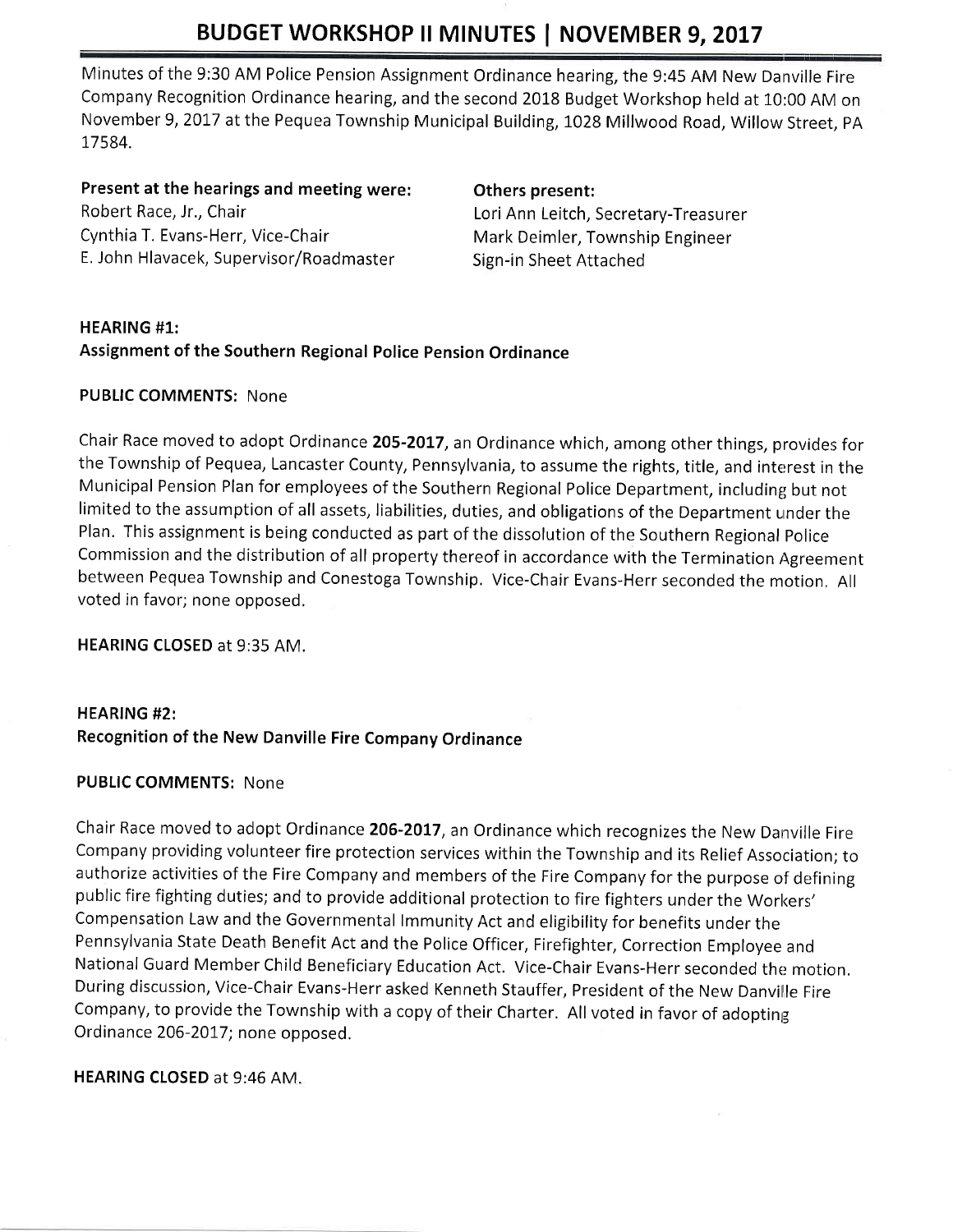# BUDGET WORKSHOP II MINUTES | NOVEMBER 9, 2017

Minutes of the 9:30 AM Police Pension Assignment Ordinance hearing, the 9:45 AM New Danville Fire Company Recognition Ordinance hearing, and the second 2018 Budget Workshop held at 10:00 AM on November 9, 2017 at the Pequea Township Municipal Building, 1028 Millwood Road, Willow Street, PA 17584.

**Present at the hearings and meeting were:**
Robert Race, Jr., Chair
Cynthia T. Evans-Herr, Vice-Chair
E. John Hlavacek, Supervisor/Roadmaster

**Others present:**
Lori Ann Leitch, Secretary-Treasurer
Mark Deimler, Township Engineer
Sign-in Sheet Attached

**HEARING #1:**
**Assignment of the Southern Regional Police Pension Ordinance**

**PUBLIC COMMENTS:** None

Chair Race moved to adopt Ordinance **205-2017**, an Ordinance which, among other things, provides for the Township of Pequea, Lancaster County, Pennsylvania, to assume the rights, title, and interest in the Municipal Pension Plan for employees of the Southern Regional Police Department, including but not limited to the assumption of all assets, liabilities, duties, and obligations of the Department under the Plan. This assignment is being conducted as part of the dissolution of the Southern Regional Police Commission and the distribution of all property thereof in accordance with the Termination Agreement between Pequea Township and Conestoga Township. Vice-Chair Evans-Herr seconded the motion. All voted in favor; none opposed.

**HEARING CLOSED** at 9:35 AM.

**HEARING #2:**
**Recognition of the New Danville Fire Company Ordinance**

**PUBLIC COMMENTS:** None

Chair Race moved to adopt Ordinance **206-2017**, an Ordinance which recognizes the New Danville Fire Company providing volunteer fire protection services within the Township and its Relief Association; to authorize activities of the Fire Company and members of the Fire Company for the purpose of defining public fire fighting duties; and to provide additional protection to fire fighters under the Workers' Compensation Law and the Governmental Immunity Act and eligibility for benefits under the Pennsylvania State Death Benefit Act and the Police Officer, Firefighter, Correction Employee and National Guard Member Child Beneficiary Education Act. Vice-Chair Evans-Herr seconded the motion. During discussion, Vice-Chair Evans-Herr asked Kenneth Stauffer, President of the New Danville Fire Company, to provide the Township with a copy of their Charter. All voted in favor of adopting Ordinance 206-2017; none opposed.

**HEARING CLOSED** at 9:46 AM.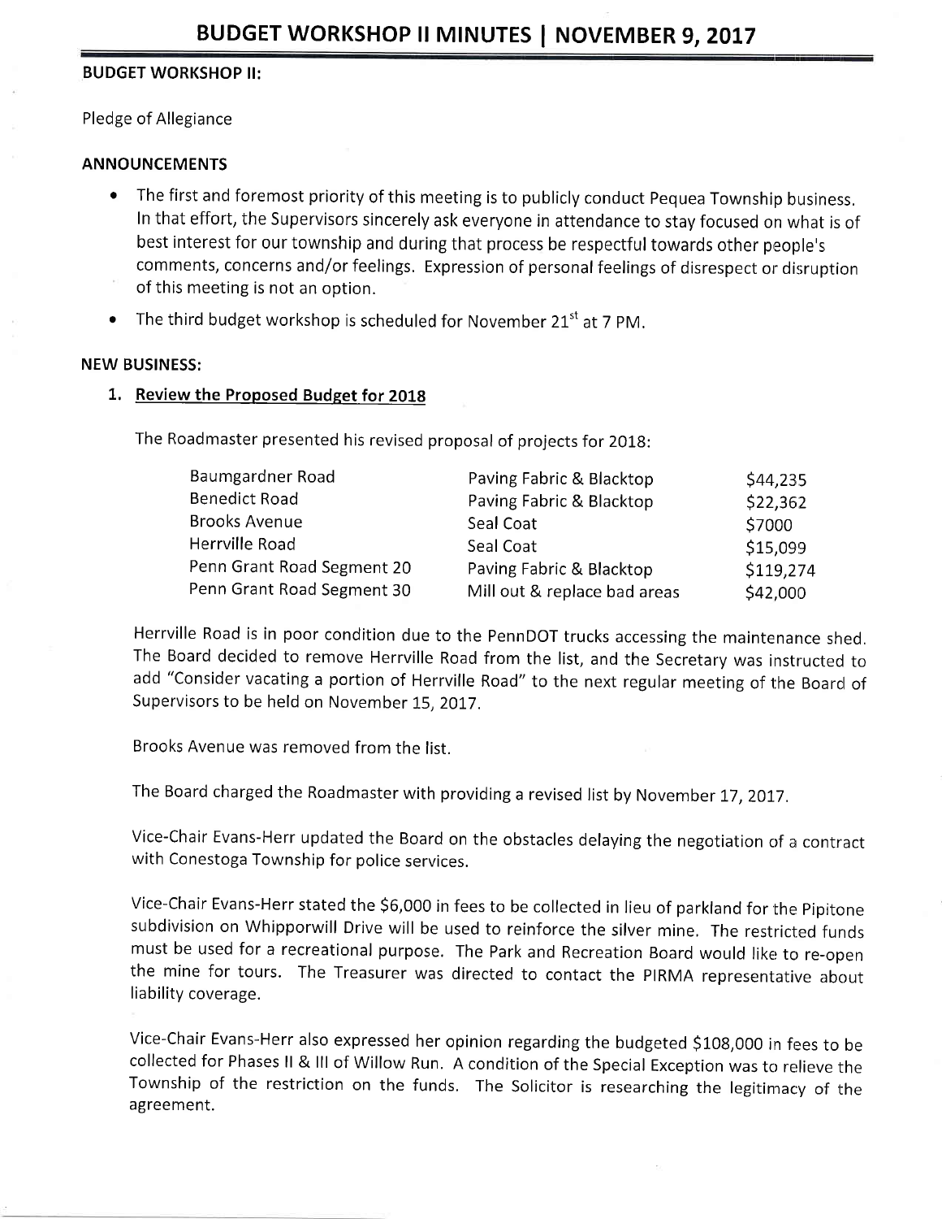# BUDGET WORKSHOP II MINUTES | NOVEMBER 9, 2017

**BUDGET WORKSHOP II:**

Pledge of Allegiance

## ANNOUNCEMENTS

- The first and foremost priority of this meeting is to publicly conduct Pequea Township business. In that effort, the Supervisors sincerely ask everyone in attendance to stay focused on what is of best interest for our township and during that process be respectful towards other people's comments, concerns and/or feelings. Expression of personal feelings of disrespect or disruption of this meeting is not an option.
- The third budget workshop is scheduled for November 21st at 7 PM.

## NEW BUSINESS:

1. **Review the Proposed Budget for 2018**

The Roadmaster presented his revised proposal of projects for 2018:

| | | |
|---|---|---|
| Baumgardner Road | Paving Fabric & Blacktop | \$44,235 |
| Benedict Road | Paving Fabric & Blacktop | \$22,362 |
| Brooks Avenue | Seal Coat | \$7000 |
| Herrville Road | Seal Coat | \$15,099 |
| Penn Grant Road Segment 20 | Paving Fabric & Blacktop | \$119,274 |
| Penn Grant Road Segment 30 | Mill out & replace bad areas | \$42,000 |

Herrville Road is in poor condition due to the PennDOT trucks accessing the maintenance shed. The Board decided to remove Herrville Road from the list, and the Secretary was instructed to add "Consider vacating a portion of Herrville Road" to the next regular meeting of the Board of Supervisors to be held on November 15, 2017.

Brooks Avenue was removed from the list.

The Board charged the Roadmaster with providing a revised list by November 17, 2017.

Vice-Chair Evans-Herr updated the Board on the obstacles delaying the negotiation of a contract with Conestoga Township for police services.

Vice-Chair Evans-Herr stated the \$6,000 in fees to be collected in lieu of parkland for the Pipitone subdivision on Whipporwill Drive will be used to reinforce the silver mine. The restricted funds must be used for a recreational purpose. The Park and Recreation Board would like to re-open the mine for tours. The Treasurer was directed to contact the PIRMA representative about liability coverage.

Vice-Chair Evans-Herr also expressed her opinion regarding the budgeted \$108,000 in fees to be collected for Phases II & III of Willow Run. A condition of the Special Exception was to relieve the Township of the restriction on the funds. The Solicitor is researching the legitimacy of the agreement.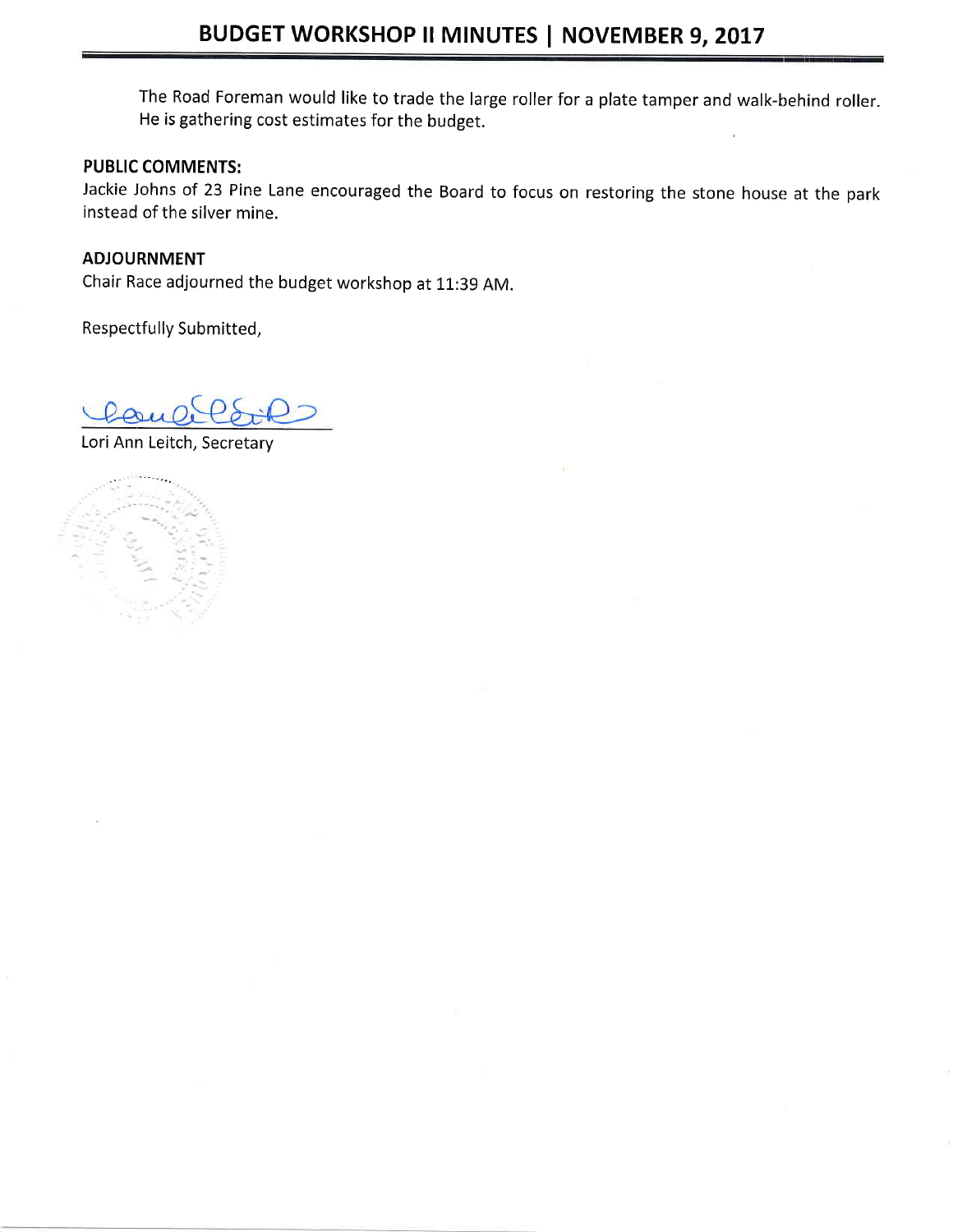The Road Foreman would like to trade the large roller for a plate tamper and walk-behind roller. He is gathering cost estimates for the budget.

**PUBLIC COMMENTS:**

Jackie Johns of 23 Pine Lane encouraged the Board to focus on restoring the stone house at the park instead of the silver mine.

**ADJOURNMENT**

Chair Race adjourned the budget workshop at 11:39 AM.

Respectfully Submitted,

Lori Ann Leitch, Secretary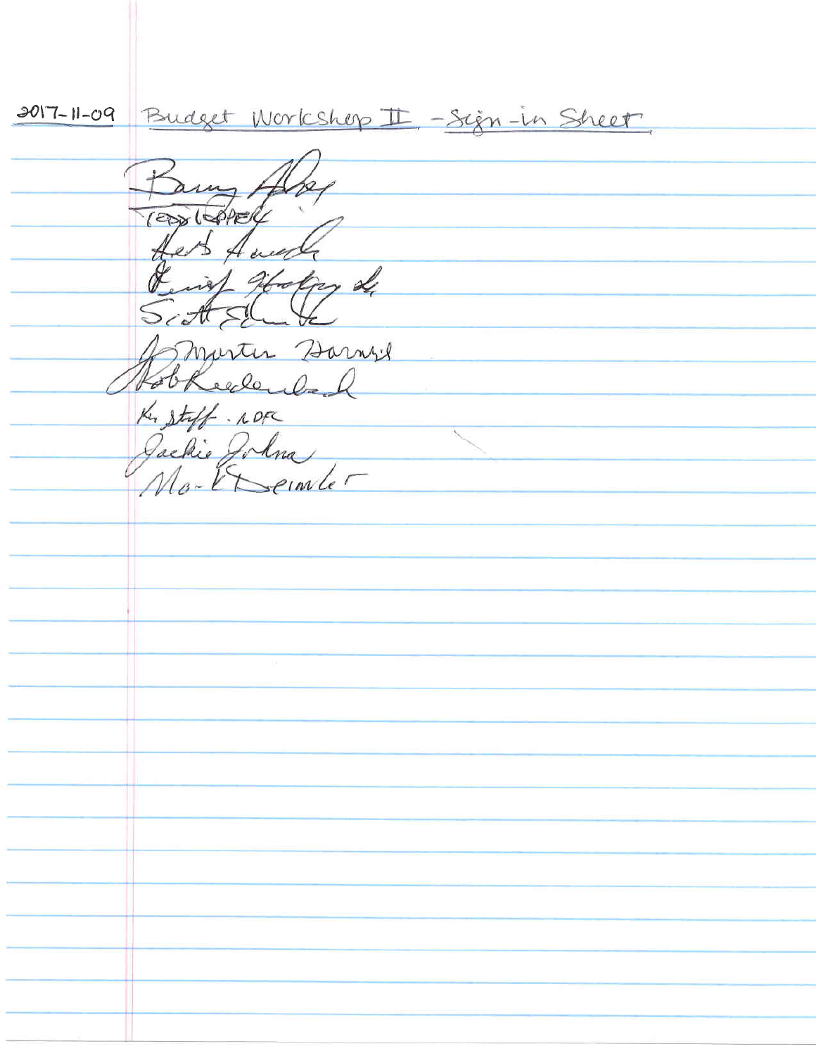2017-11-09 Budget Workshop II - Sign-in Sheet

Barry Alper
Todd Hepper
Herb Aruda
Denis Hoffer Jr.
Scott Edmunds
J. Martin Darnell
Rob Riedenbach
Kr Staff - NDFC
Jackie Johnson
Mark Deimler